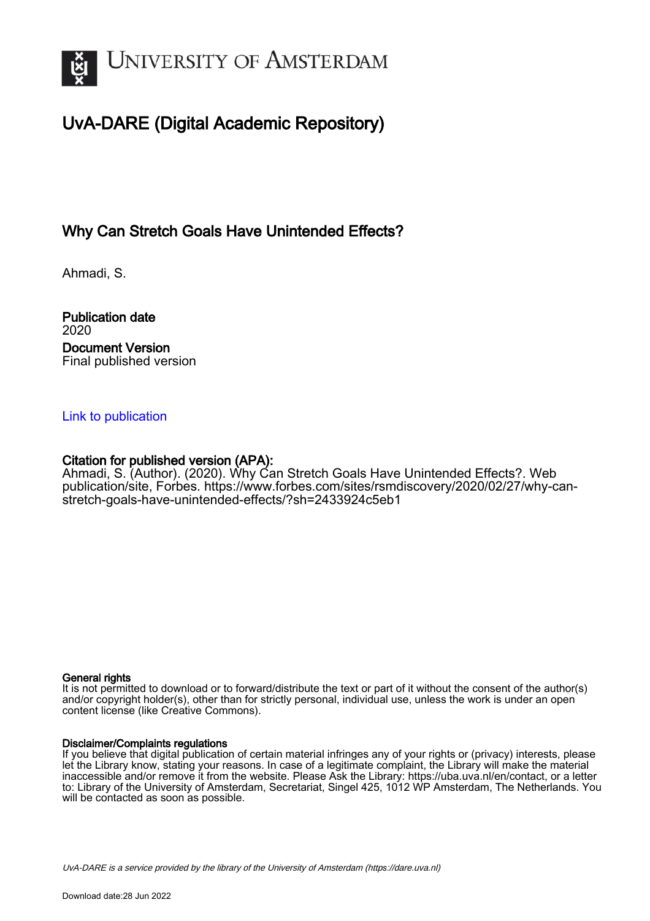# University of Amsterdam

## UvA-DARE (Digital Academic Repository)

### Why Can Stretch Goals Have Unintended Effects?

Ahmadi, S.

**Publication date**
2020

**Document Version**
Final published version

Link to publication

**Citation for published version (APA):**
Ahmadi, S. (Author). (2020). Why Can Stretch Goals Have Unintended Effects?. Web publication/site, Forbes. https://www.forbes.com/sites/rsmdiscovery/2020/02/27/why-can-stretch-goals-have-unintended-effects/?sh=2433924c5eb1

**General rights**
It is not permitted to download or to forward/distribute the text or part of it without the consent of the author(s) and/or copyright holder(s), other than for strictly personal, individual use, unless the work is under an open content license (like Creative Commons).

**Disclaimer/Complaints regulations**
If you believe that digital publication of certain material infringes any of your rights or (privacy) interests, please let the Library know, stating your reasons. In case of a legitimate complaint, the Library will make the material inaccessible and/or remove it from the website. Please Ask the Library: https://uba.uva.nl/en/contact, or a letter to: Library of the University of Amsterdam, Secretariat, Singel 425, 1012 WP Amsterdam, The Netherlands. You will be contacted as soon as possible.

*UvA-DARE is a service provided by the library of the University of Amsterdam (https://dare.uva.nl)*

Download date:28 Jun 2022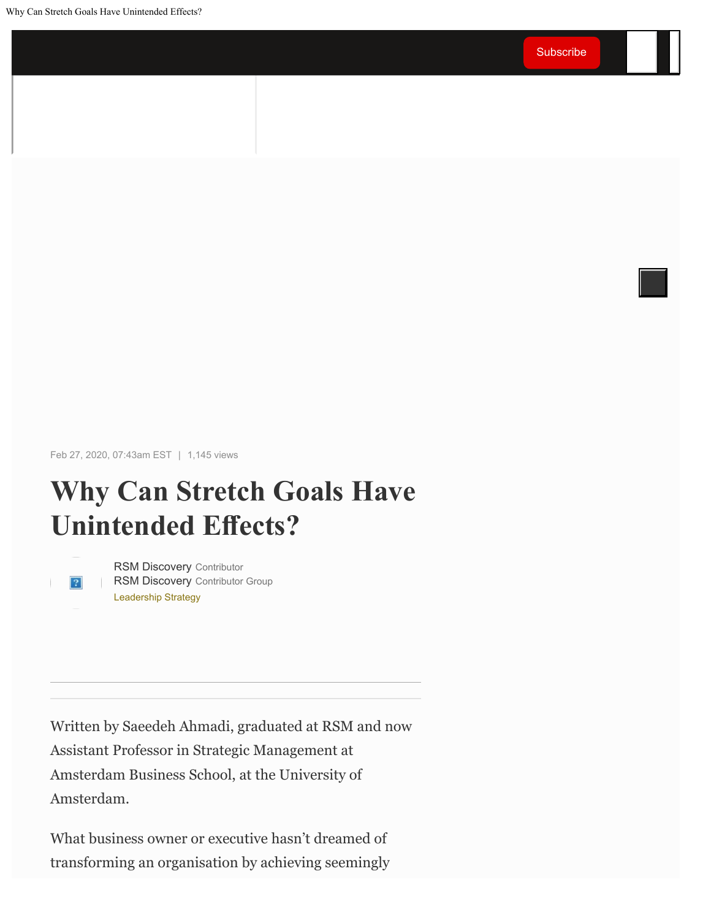Feb 27, 2020, 07:43am EST | 1,145 views

# Why Can Stretch Goals Have Unintended Effects?

RSM Discovery Contributor
RSM Discovery Contributor Group
Leadership Strategy

Written by Saeedeh Ahmadi, graduated at RSM and now Assistant Professor in Strategic Management at Amsterdam Business School, at the University of Amsterdam.

What business owner or executive hasn't dreamed of transforming an organisation by achieving seemingly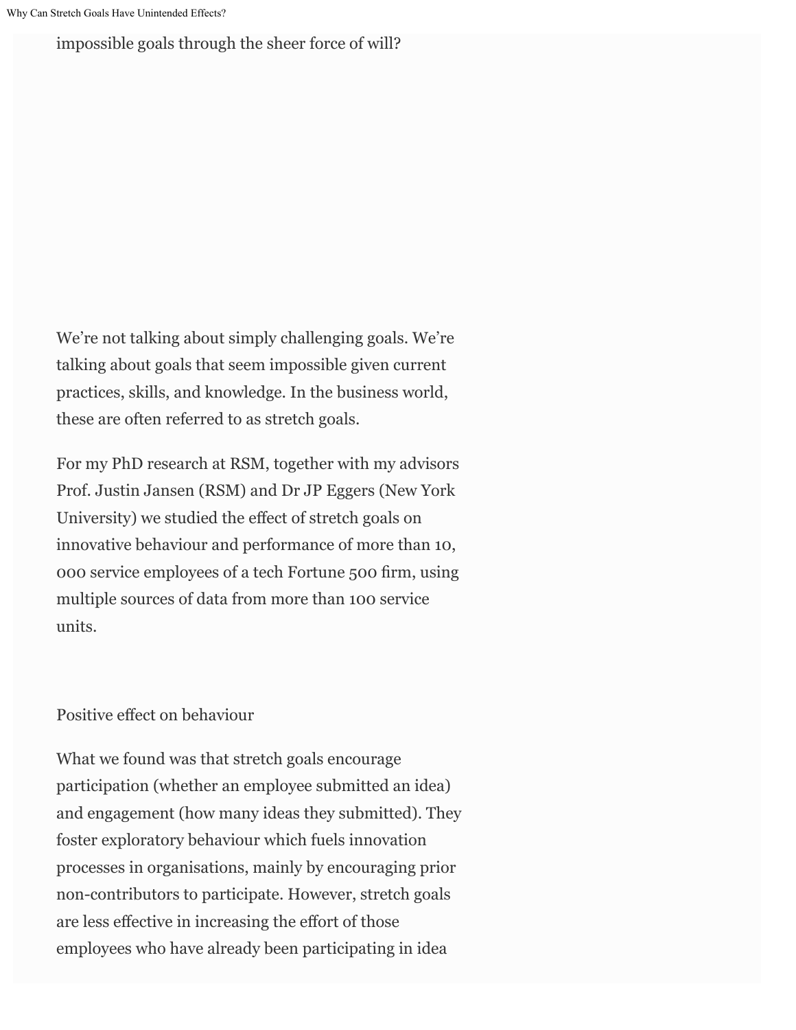impossible goals through the sheer force of will?

We're not talking about simply challenging goals. We're talking about goals that seem impossible given current practices, skills, and knowledge. In the business world, these are often referred to as stretch goals.

For my PhD research at RSM, together with my advisors Prof. Justin Jansen (RSM) and Dr JP Eggers (New York University) we studied the effect of stretch goals on innovative behaviour and performance of more than 10, 000 service employees of a tech Fortune 500 firm, using multiple sources of data from more than 100 service units.

## Positive effect on behaviour

What we found was that stretch goals encourage participation (whether an employee submitted an idea) and engagement (how many ideas they submitted). They foster exploratory behaviour which fuels innovation processes in organisations, mainly by encouraging prior non-contributors to participate. However, stretch goals are less effective in increasing the effort of those employees who have already been participating in idea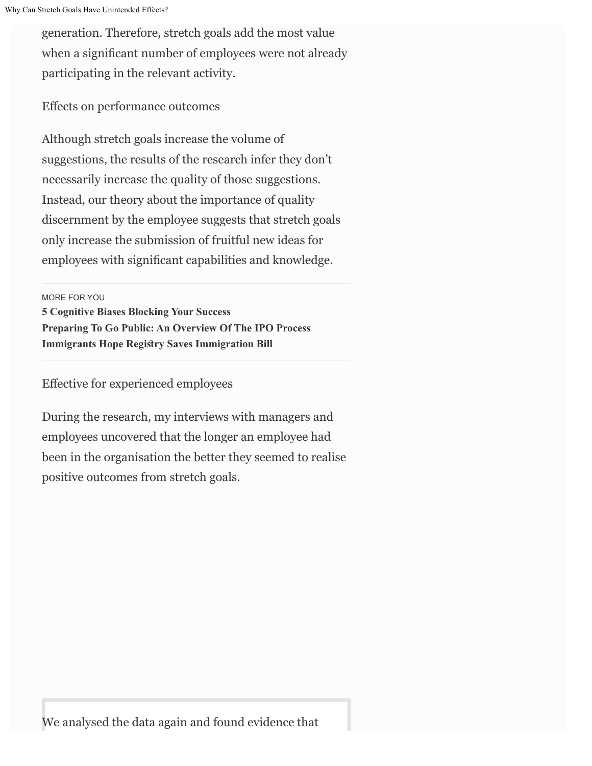generation. Therefore, stretch goals add the most value when a significant number of employees were not already participating in the relevant activity.

## Effects on performance outcomes

Although stretch goals increase the volume of suggestions, the results of the research infer they don't necessarily increase the quality of those suggestions. Instead, our theory about the importance of quality discernment by the employee suggests that stretch goals only increase the submission of fruitful new ideas for employees with significant capabilities and knowledge.

MORE FOR YOU

**5 Cognitive Biases Blocking Your Success**
**Preparing To Go Public: An Overview Of The IPO Process**
**Immigrants Hope Registry Saves Immigration Bill**

## Effective for experienced employees

During the research, my interviews with managers and employees uncovered that the longer an employee had been in the organisation the better they seemed to realise positive outcomes from stretch goals.

We analysed the data again and found evidence that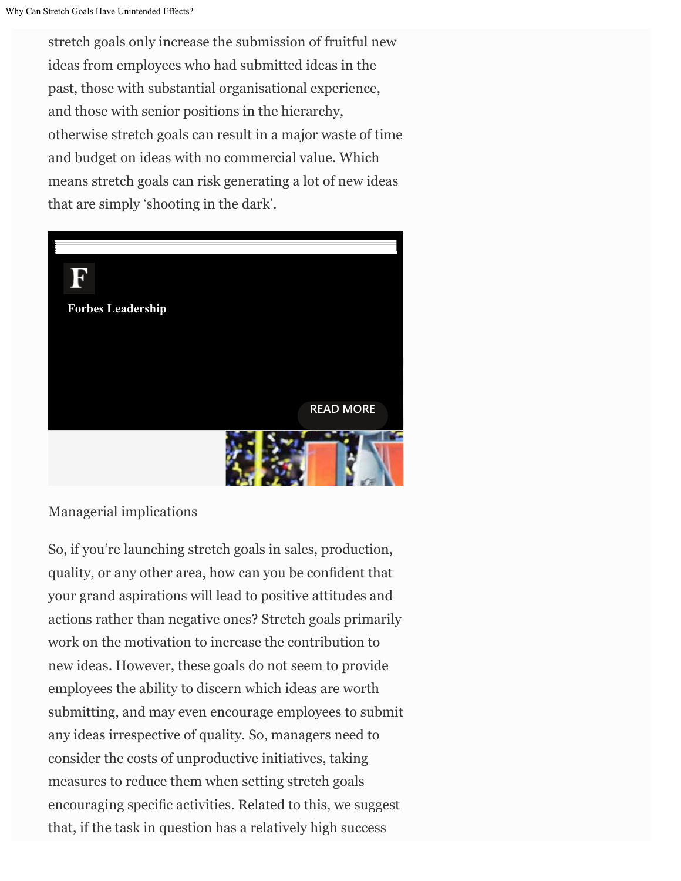stretch goals only increase the submission of fruitful new ideas from employees who had submitted ideas in the past, those with substantial organisational experience, and those with senior positions in the hierarchy, otherwise stretch goals can result in a major waste of time and budget on ideas with no commercial value. Which means stretch goals can risk generating a lot of new ideas that are simply 'shooting in the dark'.

Managerial implications

So, if you're launching stretch goals in sales, production, quality, or any other area, how can you be confident that your grand aspirations will lead to positive attitudes and actions rather than negative ones? Stretch goals primarily work on the motivation to increase the contribution to new ideas. However, these goals do not seem to provide employees the ability to discern which ideas are worth submitting, and may even encourage employees to submit any ideas irrespective of quality. So, managers need to consider the costs of unproductive initiatives, taking measures to reduce them when setting stretch goals encouraging specific activities. Related to this, we suggest that, if the task in question has a relatively high success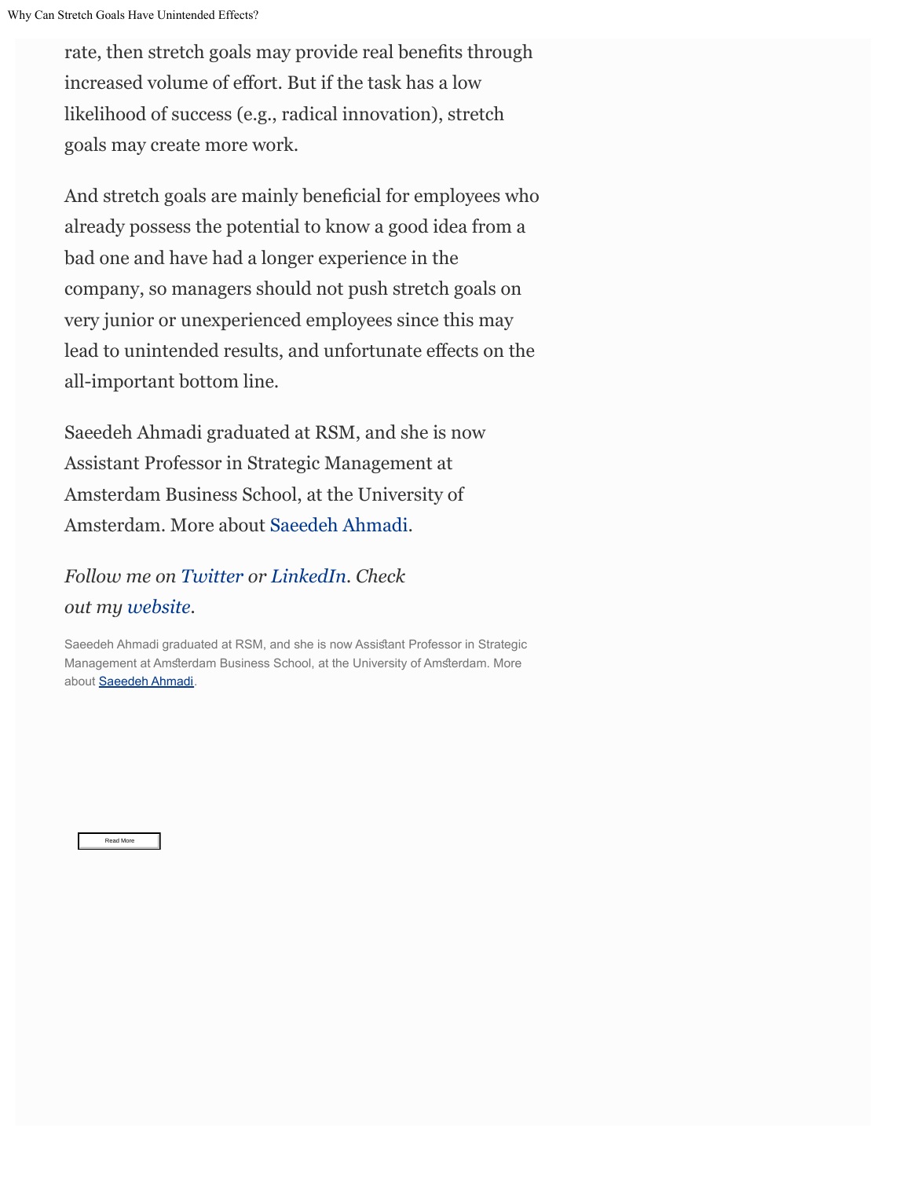rate, then stretch goals may provide real benefits through increased volume of effort. But if the task has a low likelihood of success (e.g., radical innovation), stretch goals may create more work.

And stretch goals are mainly beneficial for employees who already possess the potential to know a good idea from a bad one and have had a longer experience in the company, so managers should not push stretch goals on very junior or unexperienced employees since this may lead to unintended results, and unfortunate effects on the all-important bottom line.

Saeedeh Ahmadi graduated at RSM, and she is now Assistant Professor in Strategic Management at Amsterdam Business School, at the University of Amsterdam. More about Saeedeh Ahmadi.

*Follow me on Twitter or LinkedIn. Check out my website.*

Saeedeh Ahmadi graduated at RSM, and she is now Assistant Professor in Strategic Management at Amsterdam Business School, at the University of Amsterdam. More about Saeedeh Ahmadi.

Read More